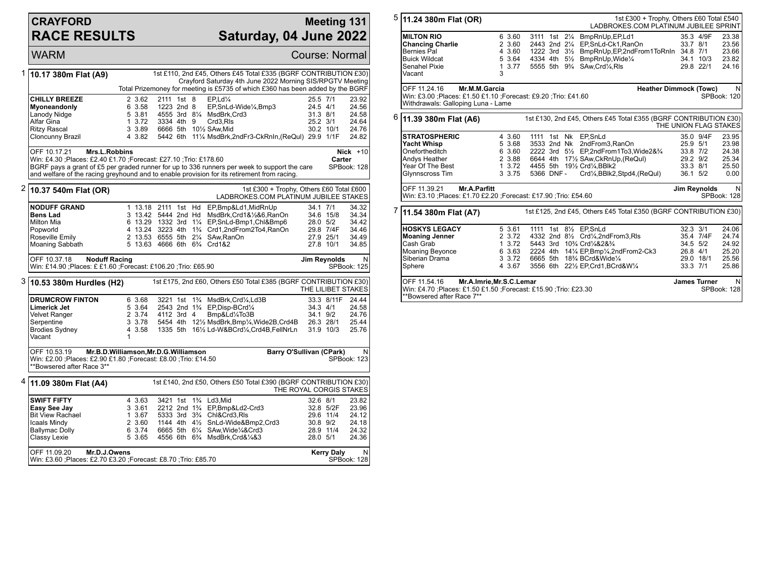# CRAYFORD RACE RESULTS

## Meeting 131 — Saturday, 04 June 2022

WARM — Course: Normal

### 1 — 10.17 380m Flat (A9)

1st £110, 2nd £45, Others £45 Total £335 (BGRF CONTRIBUTION £30)
Crayford Saturday 4th June 2022 Morning SIS/RPGTV Meeting
Total Prizemoney for meeting is £5735 of which £360 has been added by the BGRF

| Greyhound | Trap | Sect | Bends | Pos | Dist | Remarks | Wt | SP | Time |
|---|---|---|---|---|---|---|---|---|---|
| **CHILLY BREEZE** | 2 | 3.62 | 2111 | 1st | 8 | EP,Ld¼ | 25.5 | 7/1 | 23.92 |
| **Myoneandonly** | 6 | 3.58 | 1223 | 2nd | 8 | EP,SnLd-Wide¼,Bmp3 | 24.5 | 4/1 | 24.56 |
| Lanody Nidge | 5 | 3.81 | 4555 | 3rd | 8¼ | MsdBrk,Crd3 | 31.3 | 8/1 | 24.58 |
| Alfar Gina | 1 | 3.72 | 3334 | 4th | 9 | Crd3,Rls | 25.2 | 3/1 | 24.64 |
| Ritzy Rascal | 3 | 3.89 | 6666 | 5th | 10½ | SAw,Mid | 30.2 | 10/1 | 24.76 |
| Cloncunny Brazil | 4 | 3.82 | 5442 | 6th | 11¼ | MsdBrk,2ndFr3-CkRnIn,(ReQul) | 29.9 | 1/1F | 24.82 |

OFF 10.17.21 **Mrs.L.Robbins** — **Nick Carter** +10
Win: £4.30 ;Places: £2.40 £1.70 ;Forecast: £27.10 ;Trio: £178.60 — SPBook: 128
BGRF pays a grant of £5 per graded runner for up to 336 runners per week to support the care and welfare of the racing greyhound and to enable provision for its retirement from racing.

### 2 — 10.37 540m Flat (OR)

1st £300 + Trophy, Others £60 Total £600
LADBROKES.COM PLATINUM JUBILEE STAKES

| Greyhound | Trap | Sect | Bends | Pos | Dist | Remarks | Wt | SP | Time |
|---|---|---|---|---|---|---|---|---|---|
| **NODUFF GRAND** | 1 | 13.18 | 2111 | 1st | Hd | EP,Bmp&Ld1,MidRnUp | 34.1 | 7/1 | 34.32 |
| **Bens Lad** | 3 | 13.42 | 5444 | 2nd | Hd | MsdBrk,Crd1&½&6,RanOn | 34.6 | 15/8 | 34.34 |
| Milton Mia | 6 | 13.29 | 1332 | 3rd | 1¼ | EP,SnLd-Bmp1,Chl&Bmp6 | 28.0 | 5/2 | 34.42 |
| Popworld | 4 | 13.24 | 3223 | 4th | 1¾ | Crd1,2ndFrom2To4,RanOn | 29.8 | 7/4F | 34.46 |
| Roseville Emily | 2 | 13.53 | 6555 | 5th | 2¼ | SAw,RanOn | 27.9 | 25/1 | 34.49 |
| Moaning Sabbath | 5 | 13.63 | 4666 | 6th | 6¾ | Crd1&2 | 27.8 | 10/1 | 34.85 |

OFF 10.37.18 **Noduff Racing** — **Jim Reynolds** N
Win: £14.90 ;Places: £ £1.60 ;Forecast: £106.20 ;Trio: £65.90 — SPBook: 125

### 3 — 10.53 380m Hurdles (H2)

1st £175, 2nd £60, Others £50 Total £385 (BGRF CONTRIBUTION £30)
THE LILIBET STAKES

| Greyhound | Trap | Sect | Bends | Pos | Dist | Remarks | Wt | SP | Time |
|---|---|---|---|---|---|---|---|---|---|
| **DRUMCROW FINTON** | 6 | 3.68 | 3221 | 1st | 1¾ | MsdBrk,Crd¼,Ld3B | 33.3 | 8/11F | 24.44 |
| **Limerick Jet** | 5 | 3.64 | 2543 | 2nd | 1¾ | EP,Disp-BCrd¼ | 34.3 | 4/1 | 24.58 |
| Velvet Ranger | 2 | 3.74 | 4112 | 3rd | 4 | Bmp&Ld¼To3B | 34.1 | 9/2 | 24.76 |
| Serpentine | 3 | 3.78 | 5454 | 4th | 12½ | MsdBrk,Bmp¼,Wide2B,Crd4B | 26.3 | 28/1 | 25.44 |
| Brodies Sydney | 4 | 3.58 | 1335 | 5th | 16½ | Ld-W&BCrd¼,Crd4B,FellNrLn | 31.9 | 10/3 | 25.76 |
| Vacant | 1 | | | | | | | | |

OFF 10.53.19 **Mr.B.D.Williamson,Mr.D.G.Williamson** — **Barry O'Sullivan (CPark)** N
Win: £2.00 ;Places: £2.90 £1.80 ;Forecast: £8.00 ;Trio: £14.50 — SPBook: 123
**Bowsered after Race 3**

### 4 — 11.09 380m Flat (A4)

1st £140, 2nd £50, Others £50 Total £390 (BGRF CONTRIBUTION £30)
THE ROYAL CORGIS STAKES

| Greyhound | Trap | Sect | Bends | Pos | Dist | Remarks | Wt | SP | Time |
|---|---|---|---|---|---|---|---|---|---|
| **SWIFT FIFTY** | 4 | 3.63 | 3421 | 1st | 1¾ | Ld3,Mid | 32.6 | 8/1 | 23.82 |
| **Easy See Jay** | 3 | 3.61 | 2212 | 2nd | 1¾ | EP,Bmp&Ld2-Crd3 | 32.8 | 5/2F | 23.96 |
| Bit View Rachael | 1 | 3.67 | 5333 | 3rd | 3¾ | Chl&Crd3,Rls | 29.6 | 11/4 | 24.12 |
| Icaals Mindy | 2 | 3.60 | 1144 | 4th | 4½ | SnLd-Wide&Bmp2,Crd3 | 30.8 | 9/2 | 24.18 |
| Ballymac Dolly | 6 | 3.74 | 6665 | 5th | 6¼ | SAw,Wide¼&Crd3 | 28.9 | 11/4 | 24.32 |
| Classy Lexie | 5 | 3.65 | 4556 | 6th | 6¾ | MsdBrk,Crd&¼&3 | 28.0 | 5/1 | 24.36 |

OFF 11.09.20 **Mr.D.J.Owens** — **Kerry Daly** N
Win: £3.60 ;Places: £2.70 £3.20 ;Forecast: £8.70 ;Trio: £85.70 — SPBook: 128

### 5 — 11.24 380m Flat (OR)

1st £300 + Trophy, Others £60 Total £540
LADBROKES.COM PLATINUM JUBILEE SPRINT

| Greyhound | Trap | Sect | Bends | Pos | Dist | Remarks | Wt | SP | Time |
|---|---|---|---|---|---|---|---|---|---|
| **MILTON RIO** | 6 | 3.60 | 3111 | 1st | 2¼ | BmpRnUp,EP,Ld1 | 35.3 | 4/9F | 23.38 |
| **Chancing Charlie** | 2 | 3.60 | 2443 | 2nd | 2¼ | EP,SnLd-Ck1,RanOn | 33.7 | 8/1 | 23.56 |
| Bernies Pal | 4 | 3.60 | 1222 | 3rd | 3½ | BmpRnUp,EP,2ndFrom1ToRnIn | 34.8 | 7/1 | 23.66 |
| Buick Wildcat | 5 | 3.64 | 4334 | 4th | 5½ | BmpRnUp,Wide¼ | 34.1 | 10/3 | 23.82 |
| Senahel Pixie | 1 | 3.77 | 5555 | 5th | 9¾ | SAw,Crd¼,Rls | 29.8 | 22/1 | 24.16 |
| Vacant | 3 | | | | | | | | |

OFF 11.24.16 **Mr.M.M.Garcia** — **Heather Dimmock (Towc)** N
Win: £3.00 ;Places: £1.50 £1.10 ;Forecast: £9.20 ;Trio: £41.60 — SPBook: 120
Withdrawals: Galloping Luna - Lame

### 6 — 11.39 380m Flat (A6)

1st £130, 2nd £45, Others £45 Total £355 (BGRF CONTRIBUTION £30)
THE UNION FLAG STAKES

| Greyhound | Trap | Sect | Bends | Pos | Dist | Remarks | Wt | SP | Time |
|---|---|---|---|---|---|---|---|---|---|
| **STRATOSPHERIC** | 4 | 3.60 | 1111 | 1st | Nk | EP,SnLd | 35.0 | 9/4F | 23.95 |
| **Yacht Whisp** | 5 | 3.68 | 3533 | 2nd | Nk | 2ndFrom3,RanOn | 25.9 | 5/1 | 23.98 |
| Onefortheditch | 6 | 3.60 | 2222 | 3rd | 5½ | EP,2ndFrom1To3,Wide2&¾ | 33.8 | 7/2 | 24.38 |
| Andys Heather | 2 | 3.88 | 6644 | 4th | 17½ | SAw,CkRnUp,(ReQul) | 29.2 | 9/2 | 25.34 |
| Year Of The Best | 1 | 3.72 | 4455 | 5th | 19½ | Crd¼,BBlk2 | 33.3 | 8/1 | 25.50 |
| Glynnscross Tim | 3 | 3.75 | 5366 | DNF | - | Crd¼,BBlk2,Stpd4,(ReQul) | 36.1 | 5/2 | 0.00 |

OFF 11.39.21 **Mr.A.Parfitt** — **Jim Reynolds** N
Win: £3.10 ;Places: £1.70 £2.20 ;Forecast: £17.90 ;Trio: £54.60 — SPBook: 128

### 7 — 11.54 380m Flat (A7)

1st £125, 2nd £45, Others £45 Total £350 (BGRF CONTRIBUTION £30)

| Greyhound | Trap | Sect | Bends | Pos | Dist | Remarks | Wt | SP | Time |
|---|---|---|---|---|---|---|---|---|---|
| **HOSKYS LEGACY** | 5 | 3.61 | 1111 | 1st | 8½ | EP,SnLd | 32.3 | 3/1 | 24.06 |
| **Moaning Jenner** | 2 | 3.72 | 4332 | 2nd | 8½ | Crd¼,2ndFrom3,Rls | 35.4 | 7/4F | 24.74 |
| Cash Grab | 1 | 3.72 | 5443 | 3rd | 10¾ | Crd¼&2&¾ | 34.5 | 5/2 | 24.92 |
| Moaning Beyonce | 6 | 3.63 | 2224 | 4th | 14¼ | EP,Bmp¼,2ndFrom2-Ck3 | 26.8 | 4/1 | 25.20 |
| Siberian Drama | 3 | 3.72 | 6665 | 5th | 18¾ | BCrd&Wide¼ | 29.0 | 18/1 | 25.56 |
| Sphere | 4 | 3.67 | 3556 | 6th | 22½ | EP,Crd1,BCrd&W¼ | 33.3 | 7/1 | 25.86 |

OFF 11.54.16 **Mr.A.Imrie,Mr.S.C.Lemar** — **James Turner** N
Win: £4.70 ;Places: £1.50 £1.50 ;Forecast: £15.90 ;Trio: £23.30 — SPBook: 128
**Bowsered after Race 7**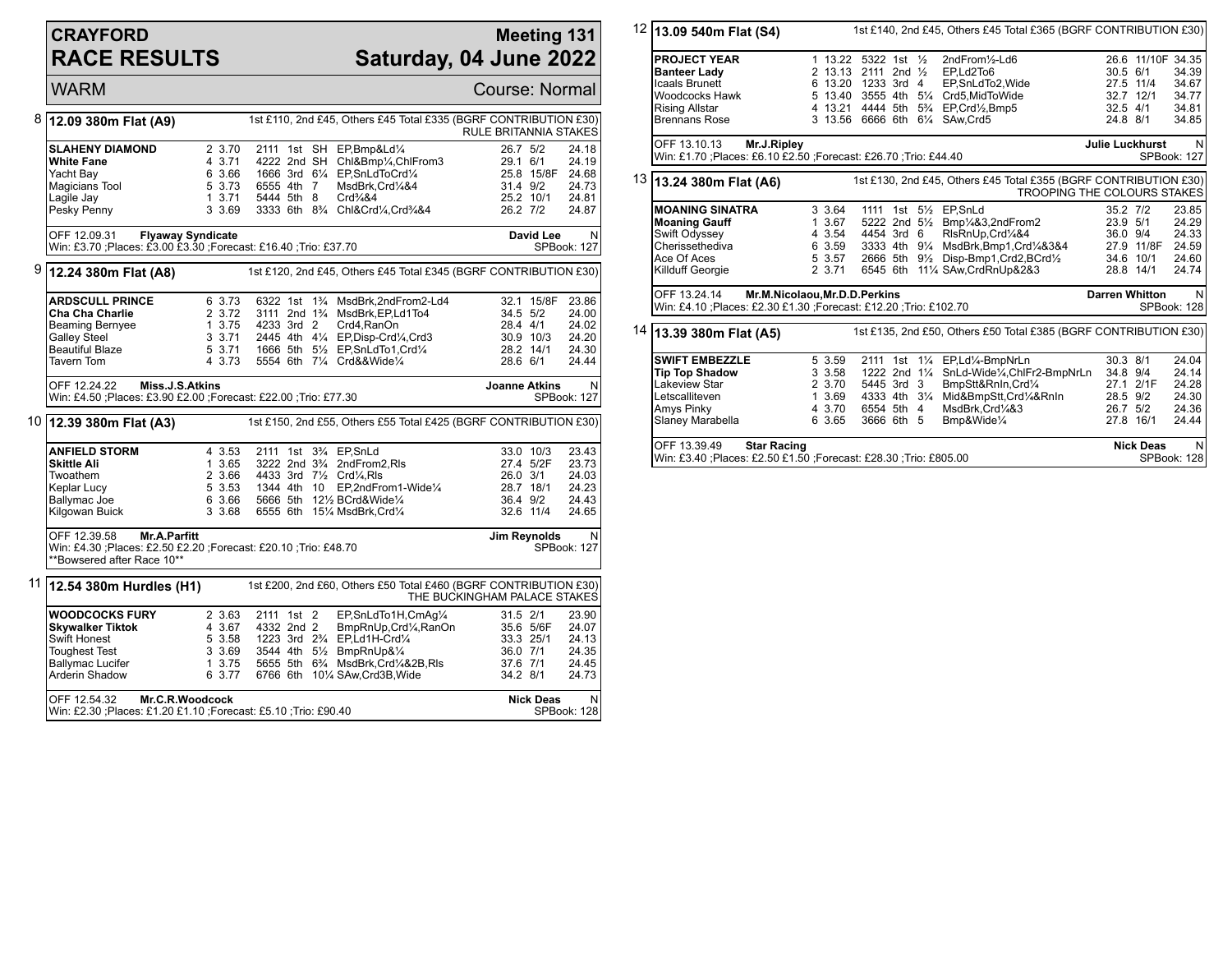# CRAYFORD RACE RESULTS

## Meeting 131 Saturday, 04 June 2022

WARM — Course: Normal

### 8 12.09 380m Flat (A9)

1st £110, 2nd £45, Others £45 Total £335 (BGRF CONTRIBUTION £30)
RULE BRITANNIA STAKES

| | | | | | | | | | |
|---|---|---|---|---|---|---|---|---|---|
| **SLAHENY DIAMOND** | 2 | 3.70 | 2111 | 1st | SH | EP,Bmp&Ld¼ | 26.7 | 5/2 | 24.18 |
| **White Fane** | 4 | 3.71 | 4222 | 2nd | SH | Chl&Bmp¼,ChlFrom3 | 29.1 | 6/1 | 24.19 |
| Yacht Bay | 6 | 3.66 | 1666 | 3rd | 6¼ | EP,SnLdToCrd¼ | 25.8 | 15/8F | 24.68 |
| Magicians Tool | 5 | 3.73 | 6555 | 4th | 7 | MsdBrk,Crd¼&4 | 31.4 | 9/2 | 24.73 |
| Lagile Jay | 1 | 3.71 | 5444 | 5th | 8 | Crd¾&4 | 25.2 | 10/1 | 24.81 |
| Pesky Penny | 3 | 3.69 | 3333 | 6th | 8¾ | Chl&Crd¼,Crd¾&4 | 26.2 | 7/2 | 24.87 |

OFF 12.09.31 **Flyaway Syndicate** — **David Lee** N
Win: £3.70 ;Places: £3.00 £3.30 ;Forecast: £16.40 ;Trio: £37.70 — SPBook: 127

### 9 12.24 380m Flat (A8)

1st £120, 2nd £45, Others £45 Total £345 (BGRF CONTRIBUTION £30)

| | | | | | | | | | |
|---|---|---|---|---|---|---|---|---|---|
| **ARDSCULL PRINCE** | 6 | 3.73 | 6322 | 1st | 1¾ | MsdBrk,2ndFrom2-Ld4 | 32.1 | 15/8F | 23.86 |
| **Cha Cha Charlie** | 2 | 3.72 | 3111 | 2nd | 1¾ | MsdBrk,EP,Ld1To4 | 34.5 | 5/2 | 24.00 |
| Beaming Bernyee | 1 | 3.75 | 4233 | 3rd | 2 | Crd4,RanOn | 28.4 | 4/1 | 24.02 |
| Galley Steel | 3 | 3.71 | 2445 | 4th | 4¼ | EP,Disp-Crd¼,Crd3 | 30.9 | 10/3 | 24.20 |
| Beautiful Blaze | 5 | 3.71 | 1666 | 5th | 5½ | EP,SnLdTo1,Crd¼ | 28.2 | 14/1 | 24.30 |
| Tavern Tom | 4 | 3.73 | 5554 | 6th | 7¼ | Crd&&Wide¼ | 28.6 | 6/1 | 24.44 |

OFF 12.24.22 **Miss.J.S.Atkins** — **Joanne Atkins** N
Win: £4.50 ;Places: £3.90 £2.00 ;Forecast: £22.00 ;Trio: £77.30 — SPBook: 127

### 10 12.39 380m Flat (A3)

1st £150, 2nd £55, Others £55 Total £425 (BGRF CONTRIBUTION £30)

| | | | | | | | | | |
|---|---|---|---|---|---|---|---|---|---|
| **ANFIELD STORM** | 4 | 3.53 | 2111 | 1st | 3¾ | EP,SnLd | 33.0 | 10/3 | 23.43 |
| **Skittle Ali** | 1 | 3.65 | 3222 | 2nd | 3¾ | 2ndFrom2,Rls | 27.4 | 5/2F | 23.73 |
| Twoathem | 2 | 3.66 | 4433 | 3rd | 7½ | Crd¼,Rls | 26.0 | 3/1 | 24.03 |
| Keplar Lucy | 5 | 3.53 | 1344 | 4th | 10 | EP,2ndFrom1-Wide¼ | 28.7 | 18/1 | 24.23 |
| Ballymac Joe | 6 | 3.66 | 5666 | 5th | 12½ | BCrd&Wide¼ | 36.4 | 9/2 | 24.43 |
| Kilgowan Buick | 3 | 3.68 | 6555 | 6th | 15¼ | MsdBrk,Crd¼ | 32.6 | 11/4 | 24.65 |

OFF 12.39.58 **Mr.A.Parfitt** — **Jim Reynolds** N
Win: £4.30 ;Places: £2.50 £2.20 ;Forecast: £20.10 ;Trio: £48.70 — SPBook: 127
**Bowsered after Race 10**

### 11 12.54 380m Hurdles (H1)

1st £200, 2nd £60, Others £50 Total £460 (BGRF CONTRIBUTION £30)
THE BUCKINGHAM PALACE STAKES

| | | | | | | | | | |
|---|---|---|---|---|---|---|---|---|---|
| **WOODCOCKS FURY** | 2 | 3.63 | 2111 | 1st | 2 | EP,SnLdTo1H,CmAg¼ | 31.5 | 2/1 | 23.90 |
| **Skywalker Tiktok** | 4 | 3.67 | 4332 | 2nd | 2 | BmpRnUp,Crd¼,RanOn | 35.6 | 5/6F | 24.07 |
| Swift Honest | 5 | 3.58 | 1223 | 3rd | 2¾ | EP,Ld1H-Crd¼ | 33.3 | 25/1 | 24.13 |
| Toughest Test | 3 | 3.69 | 3544 | 4th | 5½ | BmpRnUp&¼ | 36.0 | 7/1 | 24.35 |
| Ballymac Lucifer | 1 | 3.75 | 5655 | 5th | 6¾ | MsdBrk,Crd¼&2B,Rls | 37.6 | 7/1 | 24.45 |
| Arderin Shadow | 6 | 3.77 | 6766 | 6th | 10¼ | SAw,Crd3B,Wide | 34.2 | 8/1 | 24.73 |

OFF 12.54.32 **Mr.C.R.Woodcock** — **Nick Deas** N
Win: £2.30 ;Places: £1.20 £1.10 ;Forecast: £5.10 ;Trio: £90.40 — SPBook: 128

### 12 13.09 540m Flat (S4)

1st £140, 2nd £45, Others £45 Total £365 (BGRF CONTRIBUTION £30)

| | | | | | | | | | |
|---|---|---|---|---|---|---|---|---|---|
| **PROJECT YEAR** | 1 | 13.22 | 5322 | 1st | ½ | 2ndFrom½-Ld6 | 26.6 | 11/10F | 34.35 |
| **Banteer Lady** | 2 | 13.13 | 2111 | 2nd | ½ | EP,Ld2To6 | 30.5 | 6/1 | 34.39 |
| Icaals Brunett | 6 | 13.20 | 1233 | 3rd | 4 | EP,SnLdTo2,Wide | 27.5 | 11/4 | 34.67 |
| Woodcocks Hawk | 5 | 13.40 | 3555 | 4th | 5¼ | Crd5,MidToWide | 32.7 | 12/1 | 34.77 |
| Rising Allstar | 4 | 13.21 | 4444 | 5th | 5¾ | EP,Crd½,Bmp5 | 32.5 | 4/1 | 34.81 |
| Brennans Rose | 3 | 13.56 | 6666 | 6th | 6¼ | SAw,Crd5 | 24.8 | 8/1 | 34.85 |

OFF 13.10.13 **Mr.J.Ripley** — **Julie Luckhurst** N
Win: £1.70 ;Places: £6.10 £2.50 ;Forecast: £26.70 ;Trio: £44.40 — SPBook: 127

### 13 13.24 380m Flat (A6)

1st £130, 2nd £45, Others £45 Total £355 (BGRF CONTRIBUTION £30)
TROOPING THE COLOURS STAKES

| | | | | | | | | | |
|---|---|---|---|---|---|---|---|---|---|
| **MOANING SINATRA** | 3 | 3.64 | 1111 | 1st | 5½ | EP,SnLd | 35.2 | 7/2 | 23.85 |
| **Moaning Gauff** | 1 | 3.67 | 5222 | 2nd | 5½ | Bmp¼&3,2ndFrom2 | 23.9 | 5/1 | 24.29 |
| Swift Odyssey | 4 | 3.54 | 4454 | 3rd | 6 | RlsRnUp,Crd¼&4 | 36.0 | 9/4 | 24.33 |
| Cherissethediva | 6 | 3.59 | 3333 | 4th | 9¼ | MsdBrk,Bmp1,Crd¼&3&4 | 27.9 | 11/8F | 24.59 |
| Ace Of Aces | 5 | 3.57 | 2666 | 5th | 9½ | Disp-Bmp1,Crd2,BCrd½ | 34.6 | 10/1 | 24.60 |
| Killduff Georgie | 2 | 3.71 | 6545 | 6th | 11¼ | SAw,CrdRnUp&2&3 | 28.8 | 14/1 | 24.74 |

OFF 13.24.14 **Mr.M.Nicolaou,Mr.D.D.Perkins** — **Darren Whitton** N
Win: £4.10 ;Places: £2.30 £1.30 ;Forecast: £12.20 ;Trio: £102.70 — SPBook: 128

### 14 13.39 380m Flat (A5)

1st £135, 2nd £50, Others £50 Total £385 (BGRF CONTRIBUTION £30)

| | | | | | | | | | |
|---|---|---|---|---|---|---|---|---|---|
| **SWIFT EMBEZZLE** | 5 | 3.59 | 2111 | 1st | 1¼ | EP,Ld¼-BmpNrLn | 30.3 | 8/1 | 24.04 |
| **Tip Top Shadow** | 3 | 3.58 | 1222 | 2nd | 1¼ | SnLd-Wide¼,ChlFr2-BmpNrLn | 34.8 | 9/4 | 24.14 |
| Lakeview Star | 2 | 3.70 | 5445 | 3rd | 3 | BmpStt&RnIn,Crd¼ | 27.1 | 2/1F | 24.28 |
| Letscalliteven | 1 | 3.69 | 4333 | 4th | 3¼ | Mid&BmpStt,Crd¼&RnIn | 28.5 | 9/2 | 24.30 |
| Amys Pinky | 4 | 3.70 | 6554 | 5th | 4 | MsdBrk,Crd¼&3 | 26.7 | 5/2 | 24.36 |
| Slaney Marabella | 6 | 3.65 | 3666 | 6th | 5 | Bmp&Wide¼ | 27.8 | 16/1 | 24.44 |

OFF 13.39.49 **Star Racing** — **Nick Deas** N
Win: £3.40 ;Places: £2.50 £1.50 ;Forecast: £28.30 ;Trio: £805.00 — SPBook: 128